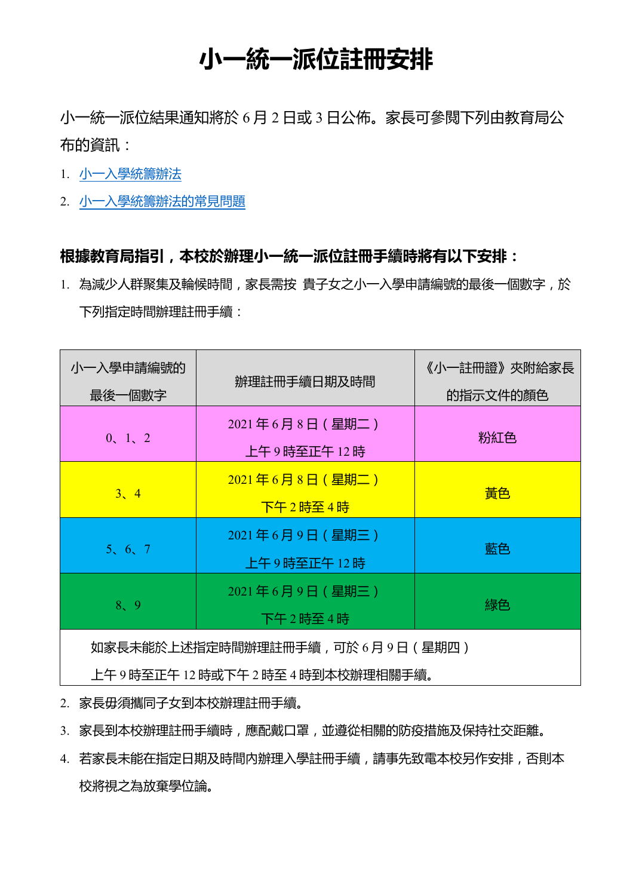# 小一統一派位註冊安排

小一統一派位結果通知將於 6 月 2 日或 3 日公佈。家長可參閱下列由教育局公布的資訊：

1. 小一入學統籌辦法
2. 小一入學統籌辦法的常見問題

**根據教育局指引，本校於辦理小一統一派位註冊手續時將有以下安排：**

1. 為減少人群聚集及輪候時間，家長需按 貴子女之小一入學申請編號的最後一個數字，於下列指定時間辦理註冊手續：

| 小一入學申請編號的最後一個數字 | 辦理註冊手續日期及時間 | 《小一註冊證》夾附給家長的指示文件的顏色 |
|---|---|---|
| 0、1、2 | 2021 年 6 月 8 日（星期二）上午 9 時至正午 12 時 | 粉紅色 |
| 3、4 | 2021 年 6 月 8 日（星期二）下午 2 時至 4 時 | 黃色 |
| 5、6、7 | 2021 年 6 月 9 日（星期三）上午 9 時至正午 12 時 | 藍色 |
| 8、9 | 2021 年 6 月 9 日（星期三）下午 2 時至 4 時 | 綠色 |
| 如家長未能於上述指定時間辦理註冊手續，可於 6 月 9 日（星期四）上午 9 時至正午 12 時或下午 2 時至 4 時到本校辦理相關手續。 | | |

2. 家長毋須攜同子女到本校辦理註冊手續。
3. 家長到本校辦理註冊手續時，應配戴口罩，並遵從相關的防疫措施及保持社交距離。
4. 若家長未能在指定日期及時間內辦理入學註冊手續，請事先致電本校另作安排，否則本校將視之為放棄學位論。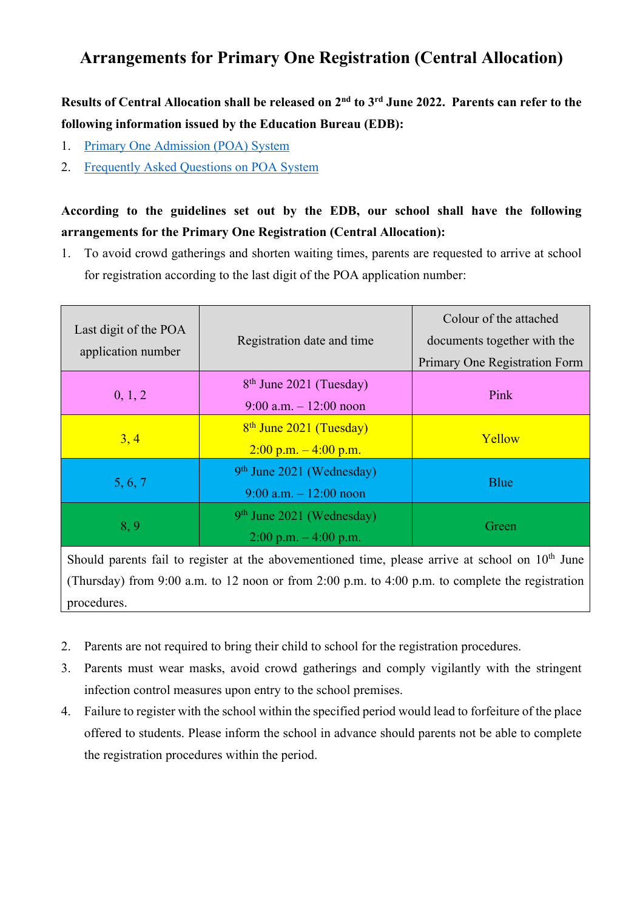# Arrangements for Primary One Registration (Central Allocation)

**Results of Central Allocation shall be released on 2nd to 3rd June 2022. Parents can refer to the following information issued by the Education Bureau (EDB):**

1. Primary One Admission (POA) System
2. Frequently Asked Questions on POA System

**According to the guidelines set out by the EDB, our school shall have the following arrangements for the Primary One Registration (Central Allocation):**

1. To avoid crowd gatherings and shorten waiting times, parents are requested to arrive at school for registration according to the last digit of the POA application number:

| Last digit of the POA application number | Registration date and time | Colour of the attached documents together with the Primary One Registration Form |
|---|---|---|
| 0, 1, 2 | 8th June 2021 (Tuesday) 9:00 a.m. – 12:00 noon | Pink |
| 3, 4 | 8th June 2021 (Tuesday) 2:00 p.m. – 4:00 p.m. | Yellow |
| 5, 6, 7 | 9th June 2021 (Wednesday) 9:00 a.m. – 12:00 noon | Blue |
| 8, 9 | 9th June 2021 (Wednesday) 2:00 p.m. – 4:00 p.m. | Green |
| Should parents fail to register at the abovementioned time, please arrive at school on 10th June (Thursday) from 9:00 a.m. to 12 noon or from 2:00 p.m. to 4:00 p.m. to complete the registration procedures. | | |

2. Parents are not required to bring their child to school for the registration procedures.
3. Parents must wear masks, avoid crowd gatherings and comply vigilantly with the stringent infection control measures upon entry to the school premises.
4. Failure to register with the school within the specified period would lead to forfeiture of the place offered to students. Please inform the school in advance should parents not be able to complete the registration procedures within the period.